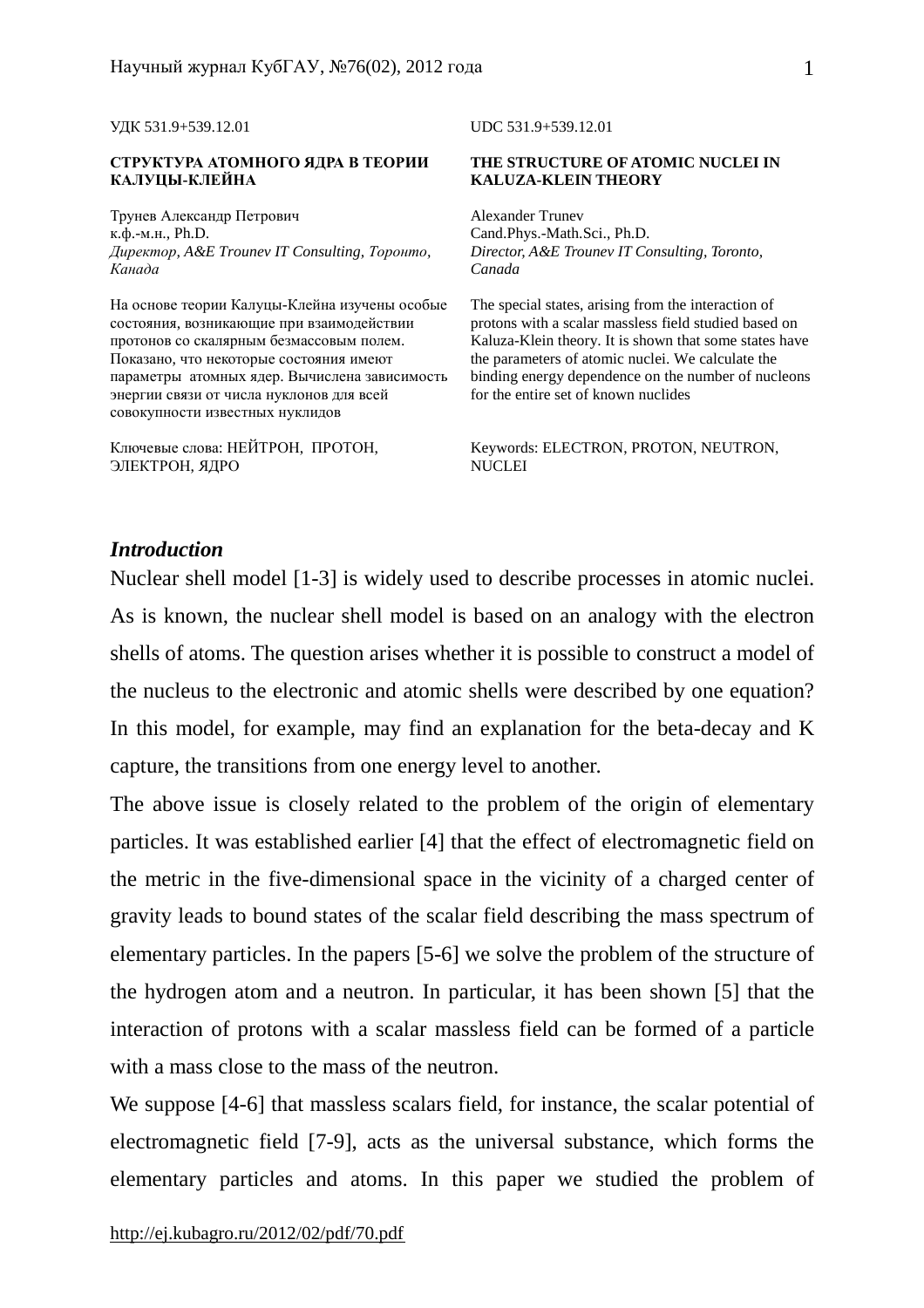УДК 531.9+539.12.01

**СТРУКТУРА АТОМНОГО ЯДРА В ТЕОРИИ КАЛУЦЫ-КЛЕЙНА**

Трунев Александр Петрович
к.ф.-м.н., Ph.D.
*Директор, A&E Trounev IT Consulting, Торонто, Канада*

На основе теории Калуцы-Клейна изучены особые состояния, возникающие при взаимодействии протонов со скалярным безмассовым полем. Показано, что некоторые состояния имеют параметры атомных ядер. Вычислена зависимость энергии связи от числа нуклонов для всей совокупности известных нуклидов

Ключевые слова: НЕЙТРОН, ПРОТОН, ЭЛЕКТРОН, ЯДРО

UDC 531.9+539.12.01

**THE STRUCTURE OF ATOMIC NUCLEI IN KALUZA-KLEIN THEORY**

Alexander Trunev
Cand.Phys.-Math.Sci., Ph.D.
*Director, A&E Trounev IT Consulting, Toronto, Canada*

The special states, arising from the interaction of protons with a scalar massless field studied based on Kaluza-Klein theory. It is shown that some states have the parameters of atomic nuclei. We calculate the binding energy dependence on the number of nucleons for the entire set of known nuclides

Keywords: ELECTRON, PROTON, NEUTRON, NUCLEI

***Introduction***

Nuclear shell model [1-3] is widely used to describe processes in atomic nuclei. As is known, the nuclear shell model is based on an analogy with the electron shells of atoms. The question arises whether it is possible to construct a model of the nucleus to the electronic and atomic shells were described by one equation? In this model, for example, may find an explanation for the beta-decay and K capture, the transitions from one energy level to another.

The above issue is closely related to the problem of the origin of elementary particles. It was established earlier [4] that the effect of electromagnetic field on the metric in the five-dimensional space in the vicinity of a charged center of gravity leads to bound states of the scalar field describing the mass spectrum of elementary particles. In the papers [5-6] we solve the problem of the structure of the hydrogen atom and a neutron. In particular, it has been shown [5] that the interaction of protons with a scalar massless field can be formed of a particle with a mass close to the mass of the neutron.

We suppose [4-6] that massless scalars field, for instance, the scalar potential of electromagnetic field [7-9], acts as the universal substance, which forms the elementary particles and atoms. In this paper we studied the problem of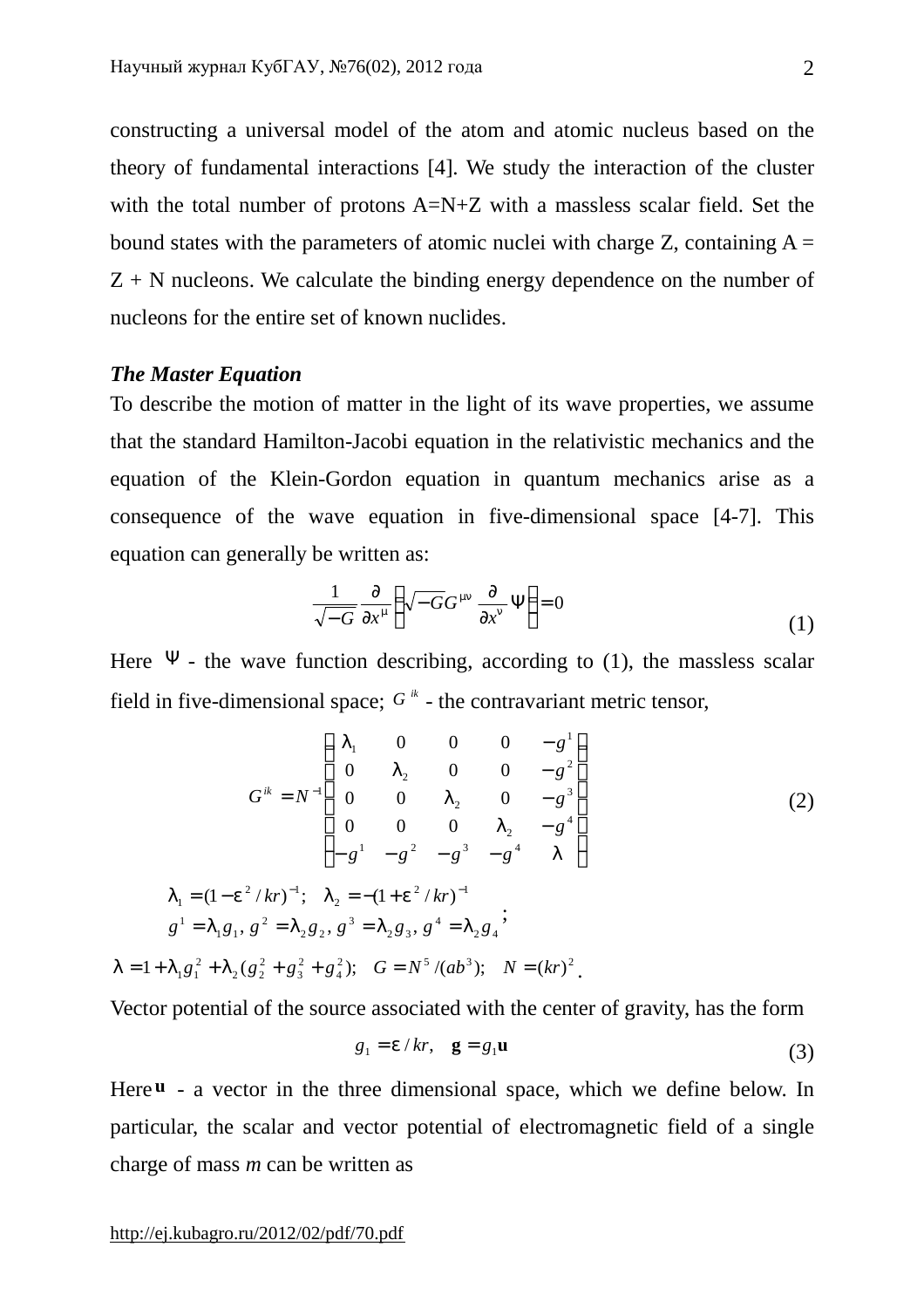constructing a universal model of the atom and atomic nucleus based on the theory of fundamental interactions [4]. We study the interaction of the cluster with the total number of protons A=N+Z with a massless scalar field. Set the bound states with the parameters of atomic nuclei with charge Z, containing A = Z + N nucleons. We calculate the binding energy dependence on the number of nucleons for the entire set of known nuclides.

***The Master Equation***

To describe the motion of matter in the light of its wave properties, we assume that the standard Hamilton-Jacobi equation in the relativistic mechanics and the equation of the Klein-Gordon equation in quantum mechanics arise as a consequence of the wave equation in five-dimensional space [4-7]. This equation can generally be written as:

$$\frac{1}{\sqrt{-G}}\frac{\partial}{\partial x^{\mu}}\left(\sqrt{-G}G^{\mu\nu}\frac{\partial}{\partial x^{\nu}}\Psi\right)=0 \tag{1}$$

Here $\Psi$ - the wave function describing, according to (1), the massless scalar field in five-dimensional space; $G^{ik}$ - the contravariant metric tensor,

$$G^{ik}=N^{-1}\begin{pmatrix}\lambda_1 & 0 & 0 & 0 & -g^1\\ 0 & \lambda_2 & 0 & 0 & -g^2\\ 0 & 0 & \lambda_2 & 0 & -g^3\\ 0 & 0 & 0 & \lambda_2 & -g^4\\ -g^1 & -g^2 & -g^3 & -g^4 & \lambda\end{pmatrix} \tag{2}$$

$$\lambda_1=(1-\varepsilon^2/kr)^{-1};\quad \lambda_2=-(1+\varepsilon^2/kr)^{-1}$$
$$g^1=\lambda_1 g_1,\ g^2=\lambda_2 g_2,\ g^3=\lambda_2 g_3,\ g^4=\lambda_2 g_4;$$

$$\lambda=1+\lambda_1 g_1^2+\lambda_2(g_2^2+g_3^2+g_4^2);\quad G=N^5/(ab^3);\quad N=(kr)^2.$$

Vector potential of the source associated with the center of gravity, has the form

$$g_1=\varepsilon/kr,\quad \mathbf{g}=g_1\mathbf{u} \tag{3}$$

Here $\mathbf{u}$ - a vector in the three dimensional space, which we define below. In particular, the scalar and vector potential of electromagnetic field of a single charge of mass *m* can be written as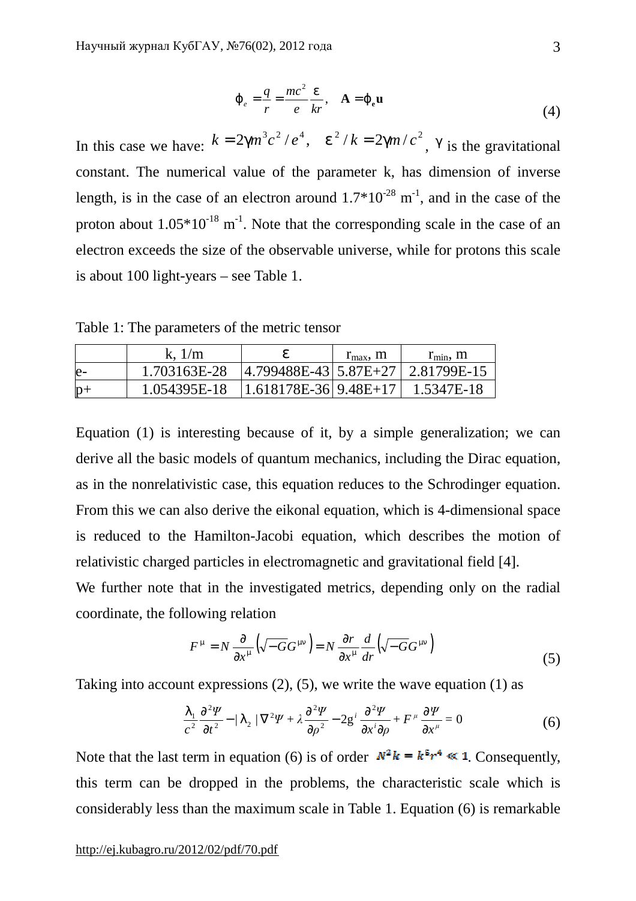$$\varphi_e = \frac{q}{r} = \frac{mc^2}{e}\frac{\varepsilon}{kr}, \quad \mathbf{A} = \varphi_e \mathbf{u} \tag{4}$$

In this case we have: $k = 2\gamma m^3 c^2 / e^4, \quad \varepsilon^2 / k = 2\gamma m / c^2$, $\gamma$ is the gravitational constant. The numerical value of the parameter k, has dimension of inverse length, is in the case of an electron around $1.7 \cdot 10^{-28}$ m$^{-1}$, and in the case of the proton about $1.05 \cdot 10^{-18}$ m$^{-1}$. Note that the corresponding scale in the case of an electron exceeds the size of the observable universe, while for protons this scale is about 100 light-years – see Table 1.

Table 1: The parameters of the metric tensor

| | k, 1/m | $\varepsilon$ | $r_{max}$, m | $r_{min}$, m |
|---|---|---|---|---|
| e- | 1.703163E-28 | 4.799488E-43 | 5.87E+27 | 2.81799E-15 |
| p+ | 1.054395E-18 | 1.618178E-36 | 9.48E+17 | 1.5347E-18 |

Equation (1) is interesting because of it, by a simple generalization; we can derive all the basic models of quantum mechanics, including the Dirac equation, as in the nonrelativistic case, this equation reduces to the Schrodinger equation. From this we can also derive the eikonal equation, which is 4-dimensional space is reduced to the Hamilton-Jacobi equation, which describes the motion of relativistic charged particles in electromagnetic and gravitational field [4].

We further note that in the investigated metrics, depending only on the radial coordinate, the following relation

$$F^{\mu} = N\frac{\partial}{\partial x^{\mu}}\left(\sqrt{-G}G^{\mu\nu}\right) = N\frac{\partial r}{\partial x^{\mu}}\frac{d}{dr}\left(\sqrt{-G}G^{\mu\nu}\right) \tag{5}$$

Taking into account expressions (2), (5), we write the wave equation (1) as

$$\frac{\lambda_1}{c^2}\frac{\partial^2 \Psi}{\partial t^2} - |\lambda_2|\nabla^2\Psi + \lambda\frac{\partial^2 \Psi}{\partial \rho^2} - 2g^i\frac{\partial^2 \Psi}{\partial x^i \partial \rho} + F^{\mu}\frac{\partial \Psi}{\partial x^{\mu}} = 0 \tag{6}$$

Note that the last term in equation (6) is of order $N^2 k = k^5 r^4 \ll 1$. Consequently, this term can be dropped in the problems, the characteristic scale which is considerably less than the maximum scale in Table 1. Equation (6) is remarkable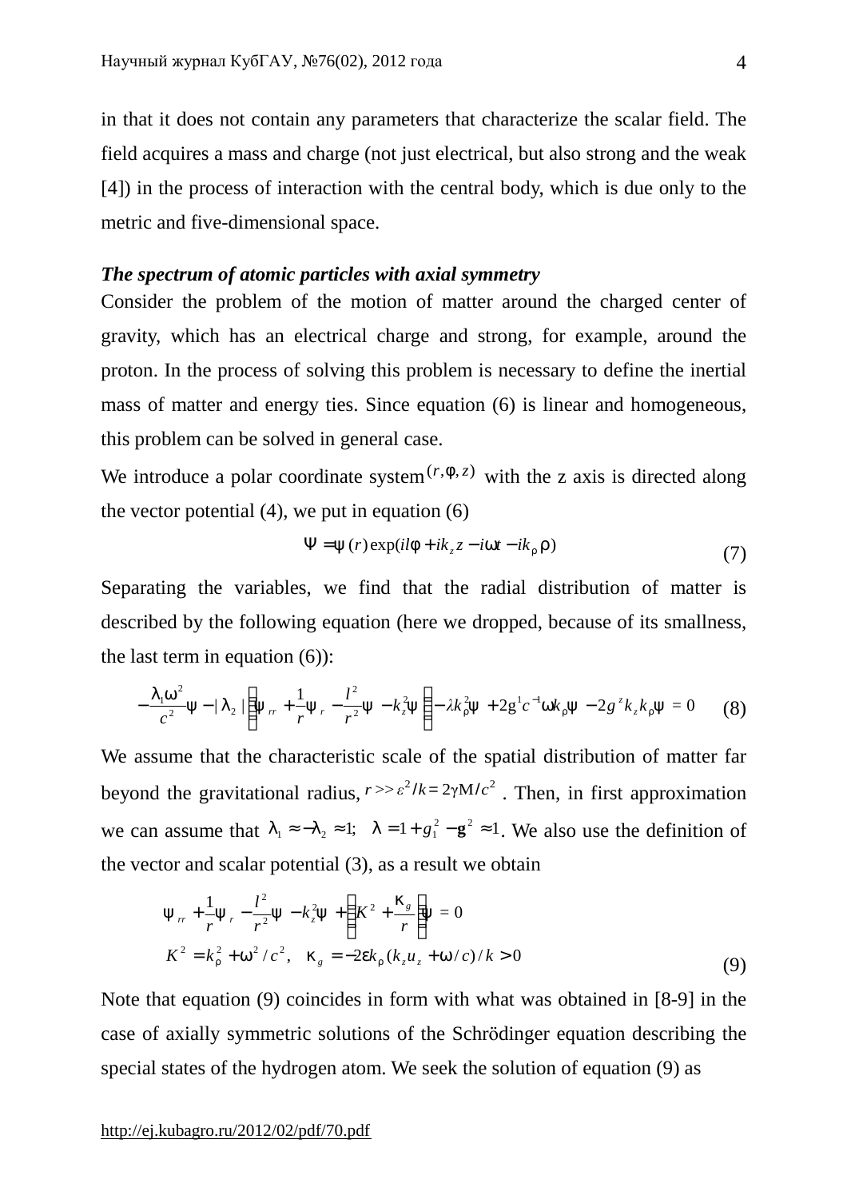in that it does not contain any parameters that characterize the scalar field. The field acquires a mass and charge (not just electrical, but also strong and the weak [4]) in the process of interaction with the central body, which is due only to the metric and five-dimensional space.

***The spectrum of atomic particles with axial symmetry***

Consider the problem of the motion of matter around the charged center of gravity, which has an electrical charge and strong, for example, around the proton. In the process of solving this problem is necessary to define the inertial mass of matter and energy ties. Since equation (6) is linear and homogeneous, this problem can be solved in general case.

We introduce a polar coordinate system $(r,\varphi,z)$ with the z axis is directed along the vector potential (4), we put in equation (6)

$$\Psi = \psi(r)\exp(il\varphi + ik_z z - i\omega t - ik_\rho \rho) \tag{7}$$

Separating the variables, we find that the radial distribution of matter is described by the following equation (here we dropped, because of its smallness, the last term in equation (6)):

$$-\frac{\lambda_1\omega^2}{c^2}\psi - |\lambda_2|\left(\psi_{rr} + \frac{1}{r}\psi_r - \frac{l^2}{r^2}\psi - k_z^2\psi\right) - \lambda k_\rho^2\psi + 2g^1 c^{-1}\omega k_\rho\psi - 2g^z k_z k_\rho\psi = 0 \tag{8}$$

We assume that the characteristic scale of the spatial distribution of matter far beyond the gravitational radius, $r >> \varepsilon^2/k = 2\gamma M/c^2$. Then, in first approximation we can assume that $\lambda_1 \approx -\lambda_2 \approx 1; \quad \lambda = 1 + g_1^2 - \mathbf{g}^2 \approx 1$. We also use the definition of the vector and scalar potential (3), as a result we obtain

$$\begin{gathered}\psi_{rr} + \frac{1}{r}\psi_r - \frac{l^2}{r^2}\psi - k_z^2\psi + \left(K^2 + \frac{\kappa_g}{r}\right)\psi = 0 \\ K^2 = k_\rho^2 + \omega^2/c^2, \quad \kappa_g = -2\varepsilon k_\rho(k_z u_z + \omega/c)/k > 0\end{gathered} \tag{9}$$

Note that equation (9) coincides in form with what was obtained in [8-9] in the case of axially symmetric solutions of the Schrödinger equation describing the special states of the hydrogen atom. We seek the solution of equation (9) as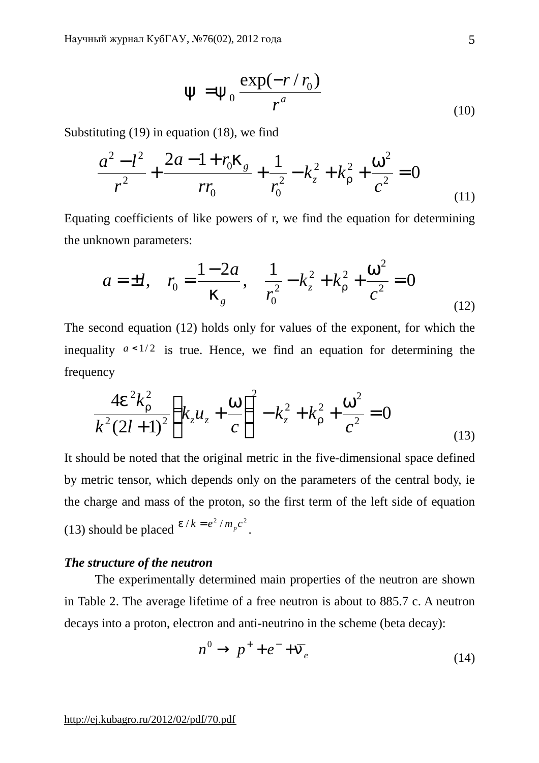$$\psi = \psi_0 \frac{\exp(-r / r_0)}{r^a} \tag{10}$$

Substituting (19) in equation (18), we find

$$\frac{a^2 - l^2}{r^2} + \frac{2a - 1 + r_0 \kappa_g}{r r_0} + \frac{1}{r_0^2} - k_z^2 + k_\rho^2 + \frac{\omega^2}{c^2} = 0 \tag{11}$$

Equating coefficients of like powers of r, we find the equation for determining the unknown parameters:

$$a = \pm l, \quad r_0 = \frac{1 - 2a}{\kappa_g}, \quad \frac{1}{r_0^2} - k_z^2 + k_\rho^2 + \frac{\omega^2}{c^2} = 0 \tag{12}$$

The second equation (12) holds only for values of the exponent, for which the inequality $a < 1/2$ is true. Hence, we find an equation for determining the frequency

$$\frac{4\varepsilon^2 k_\rho^2}{k^2 (2l + 1)^2} \left( k_z u_z + \frac{\omega}{c} \right)^2 - k_z^2 + k_\rho^2 + \frac{\omega^2}{c^2} = 0 \tag{13}$$

It should be noted that the original metric in the five-dimensional space defined by metric tensor, which depends only on the parameters of the central body, ie the charge and mass of the proton, so the first term of the left side of equation (13) should be placed $\varepsilon / k = e^2 / m_p c^2$.

***The structure of the neutron***

The experimentally determined main properties of the neutron are shown in Table 2. The average lifetime of a free neutron is about to 885.7 c. A neutron decays into a proton, electron and anti-neutrino in the scheme (beta decay):

$$n^0 \rightarrow p^+ + e^- + \bar{\nu}_e \tag{14}$$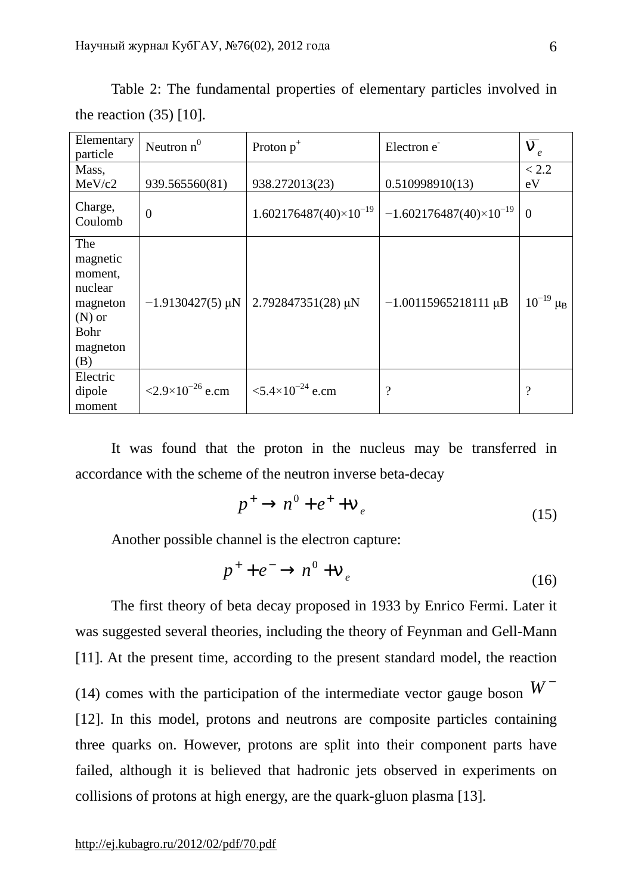Table 2: The fundamental properties of elementary particles involved in the reaction (35) [10].

| Elementary particle | Neutron $n^0$ | Proton $p^+$ | Electron $e^-$ | $\bar{\nu}_e$ |
|---|---|---|---|---|
| Mass, MeV/c2 | 939.565560(81) | 938.272013(23) | 0.510998910(13) | < 2.2 eV |
| Charge, Coulomb | 0 | $1.602176487(40)\times10^{-19}$ | $-1.602176487(40)\times10^{-19}$ | 0 |
| The magnetic moment, nuclear magneton (N) or Bohr magneton (B) | −1.9130427(5) μN | 2.792847351(28) μN | −1.00115965218111 μB | $10^{-19}$ $\mu_B$ |
| Electric dipole moment | $<2.9\times10^{-26}$ e.cm | $<5.4\times10^{-24}$ e.cm | ? | ? |

It was found that the proton in the nucleus may be transferred in accordance with the scheme of the neutron inverse beta-decay

$$p^+ \to n^0 + e^+ + \nu_e \tag{15}$$

Another possible channel is the electron capture:

$$p^+ + e^- \to n^0 + \nu_e \tag{16}$$

The first theory of beta decay proposed in 1933 by Enrico Fermi. Later it was suggested several theories, including the theory of Feynman and Gell-Mann [11]. At the present time, according to the present standard model, the reaction (14) comes with the participation of the intermediate vector gauge boson $W^-$ [12]. In this model, protons and neutrons are composite particles containing three quarks on. However, protons are split into their component parts have failed, although it is believed that hadronic jets observed in experiments on collisions of protons at high energy, are the quark-gluon plasma [13].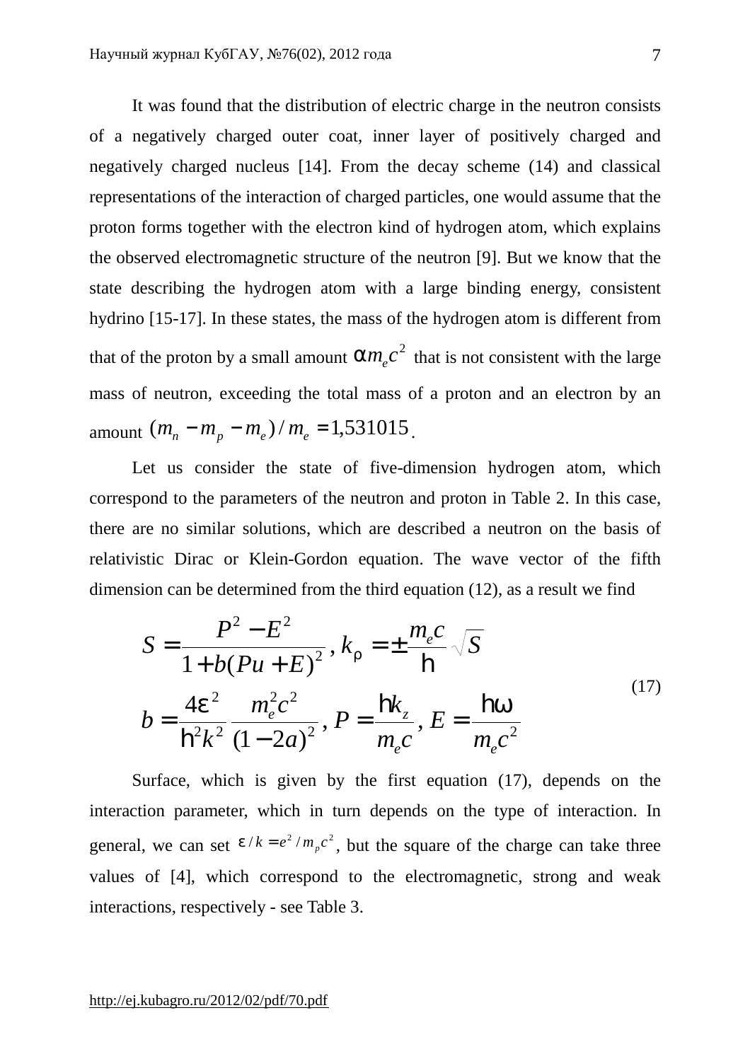It was found that the distribution of electric charge in the neutron consists of a negatively charged outer coat, inner layer of positively charged and negatively charged nucleus [14]. From the decay scheme (14) and classical representations of the interaction of charged particles, one would assume that the proton forms together with the electron kind of hydrogen atom, which explains the observed electromagnetic structure of the neutron [9]. But we know that the state describing the hydrogen atom with a large binding energy, consistent hydrino [15-17]. In these states, the mass of the hydrogen atom is different from that of the proton by a small amount $\alpha m_e c^2$ that is not consistent with the large mass of neutron, exceeding the total mass of a proton and an electron by an amount $(m_n - m_p - m_e)/m_e = 1{,}531015$.

Let us consider the state of five-dimension hydrogen atom, which correspond to the parameters of the neutron and proton in Table 2. In this case, there are no similar solutions, which are described a neutron on the basis of relativistic Dirac or Klein-Gordon equation. The wave vector of the fifth dimension can be determined from the third equation (12), as a result we find

$$
\begin{aligned}
S &= \frac{P^2 - E^2}{1 + b(Pu + E)^2}, \; k_\rho = \pm \frac{m_e c}{\hbar}\sqrt{S} \\
b &= \frac{4\varepsilon^2}{\hbar^2 k^2}\frac{m_e^2 c^2}{(1-2a)^2}, \; P = \frac{\hbar k_z}{m_e c}, \; E = \frac{\hbar\omega}{m_e c^2}
\end{aligned}
\tag{17}
$$

Surface, which is given by the first equation (17), depends on the interaction parameter, which in turn depends on the type of interaction. In general, we can set $\varepsilon / k = e^2 / m_\rho c^2$, but the square of the charge can take three values of [4], which correspond to the electromagnetic, strong and weak interactions, respectively - see Table 3.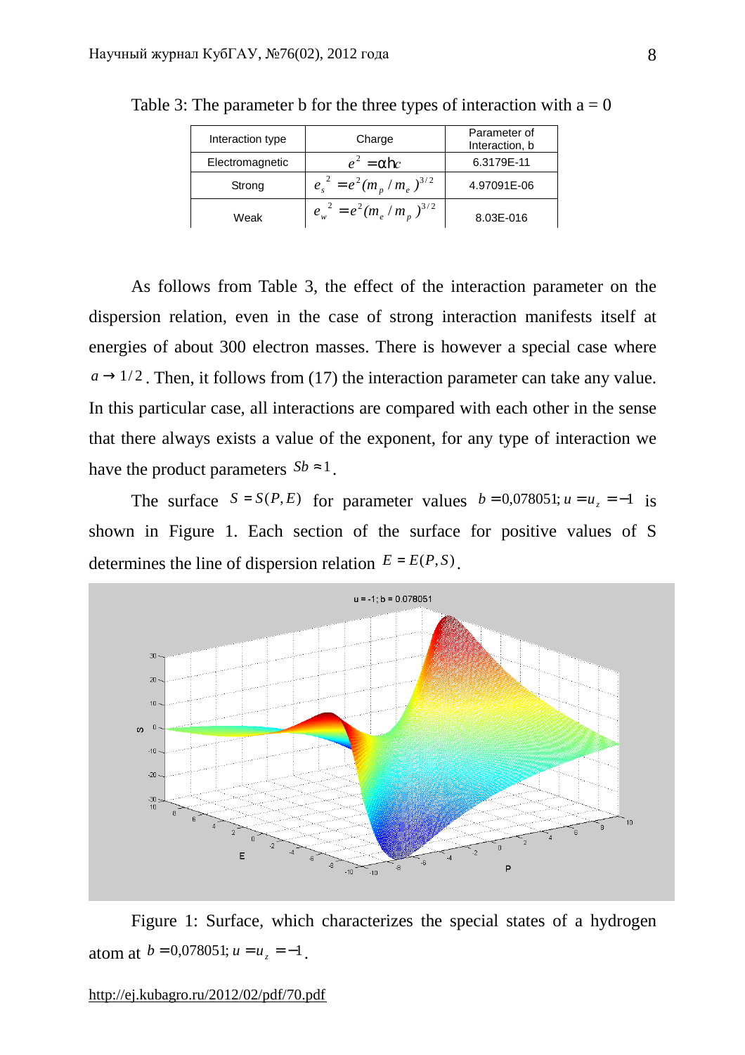Table 3: The parameter b for the three types of interaction with a = 0

| Interaction type | Charge | Parameter of Interaction, b |
|---|---|---|
| Electromagnetic | $e^2 = \alpha\hbar c$ | 6.3179E-11 |
| Strong | $e_s^{\ 2} = e^2(m_p / m_e)^{3/2}$ | 4.97091E-06 |
| Weak | $e_w^{\ 2} = e^2(m_e / m_p)^{3/2}$ | 8.03E-016 |

As follows from Table 3, the effect of the interaction parameter on the dispersion relation, even in the case of strong interaction manifests itself at energies of about 300 electron masses. There is however a special case where $a \to 1/2$. Then, it follows from (17) the interaction parameter can take any value. In this particular case, all interactions are compared with each other in the sense that there always exists a value of the exponent, for any type of interaction we have the product parameters $Sb \approx 1$.

The surface $S = S(P, E)$ for parameter values $b = 0{,}078051;\ u = u_z = -1$ is shown in Figure 1. Each section of the surface for positive values of S determines the line of dispersion relation $E = E(P, S)$.

Figure 1: Surface, which characterizes the special states of a hydrogen atom at $b = 0{,}078051;\ u = u_z = -1$.

http://ej.kubagro.ru/2012/02/pdf/70.pdf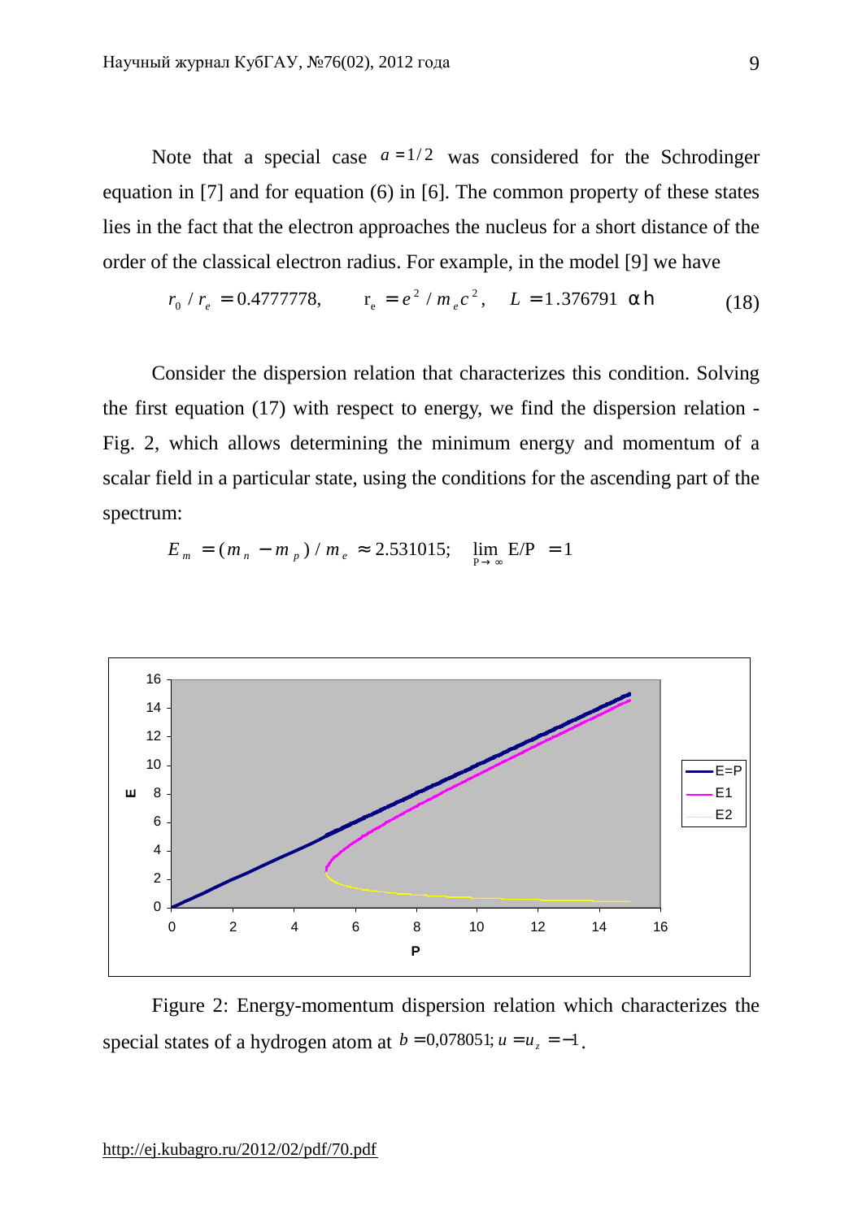Note that a special case $a = 1/2$ was considered for the Schrodinger equation in [7] and for equation (6) in [6]. The common property of these states lies in the fact that the electron approaches the nucleus for a short distance of the order of the classical electron radius. For example, in the model [9] we have

$$r_0 / r_e = 0.4777778, \qquad r_e = e^2 / m_e c^2, \quad L = 1.376791 \ \alpha \hbar \tag{18}$$

Consider the dispersion relation that characterizes this condition. Solving the first equation (17) with respect to energy, we find the dispersion relation - Fig. 2, which allows determining the minimum energy and momentum of a scalar field in a particular state, using the conditions for the ascending part of the spectrum:

$$E_m = (m_n - m_p) / m_e \approx 2.531015; \quad \lim_{P \to \infty} E/P = 1$$

Figure 2: Energy-momentum dispersion relation which characterizes the special states of a hydrogen atom at $b = 0{,}078051;\ u = u_z = -1$.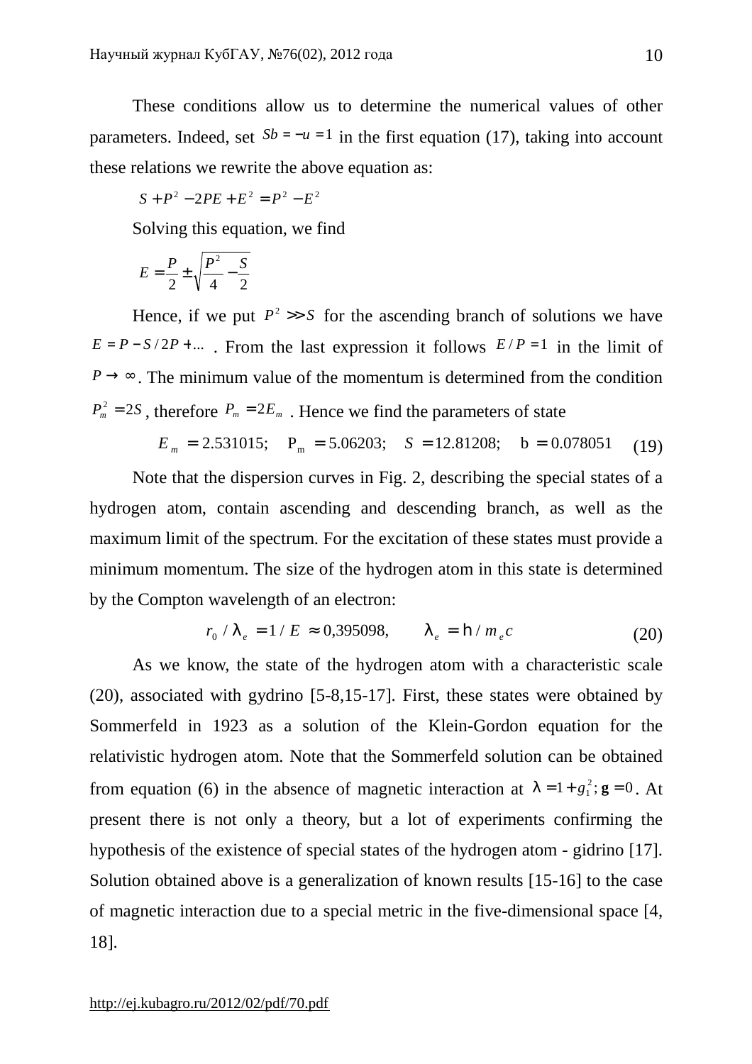These conditions allow us to determine the numerical values of other parameters. Indeed, set $Sb = -u = 1$ in the first equation (17), taking into account these relations we rewrite the above equation as:

$$S + P^2 - 2PE + E^2 = P^2 - E^2$$

Solving this equation, we find

$$E = \frac{P}{2} \pm \sqrt{\frac{P^2}{4} - \frac{S}{2}}$$

Hence, if we put $P^2 >> S$ for the ascending branch of solutions we have $E = P - S/2P + ...$ . From the last expression it follows $E/P = 1$ in the limit of $P \to \infty$. The minimum value of the momentum is determined from the condition $P_m^2 = 2S$, therefore $P_m = 2E_m$ . Hence we find the parameters of state

$$E_m = 2.531015; \quad \mathrm{P_m} = 5.06203; \quad S = 12.81208; \quad \mathrm{b} = 0.078051 \tag{19}$$

Note that the dispersion curves in Fig. 2, describing the special states of a hydrogen atom, contain ascending and descending branch, as well as the maximum limit of the spectrum. For the excitation of these states must provide a minimum momentum. The size of the hydrogen atom in this state is determined by the Compton wavelength of an electron:

$$r_0 / \lambda_e = 1/E \approx 0{,}395098, \qquad \lambda_e = \hbar / m_e c \tag{20}$$

As we know, the state of the hydrogen atom with a characteristic scale (20), associated with gydrino [5-8,15-17]. First, these states were obtained by Sommerfeld in 1923 as a solution of the Klein-Gordon equation for the relativistic hydrogen atom. Note that the Sommerfeld solution can be obtained from equation (6) in the absence of magnetic interaction at $\lambda = 1 + g_1^2; \mathbf{g} = 0$. At present there is not only a theory, but a lot of experiments confirming the hypothesis of the existence of special states of the hydrogen atom - gidrino [17]. Solution obtained above is a generalization of known results [15-16] to the case of magnetic interaction due to a special metric in the five-dimensional space [4, 18].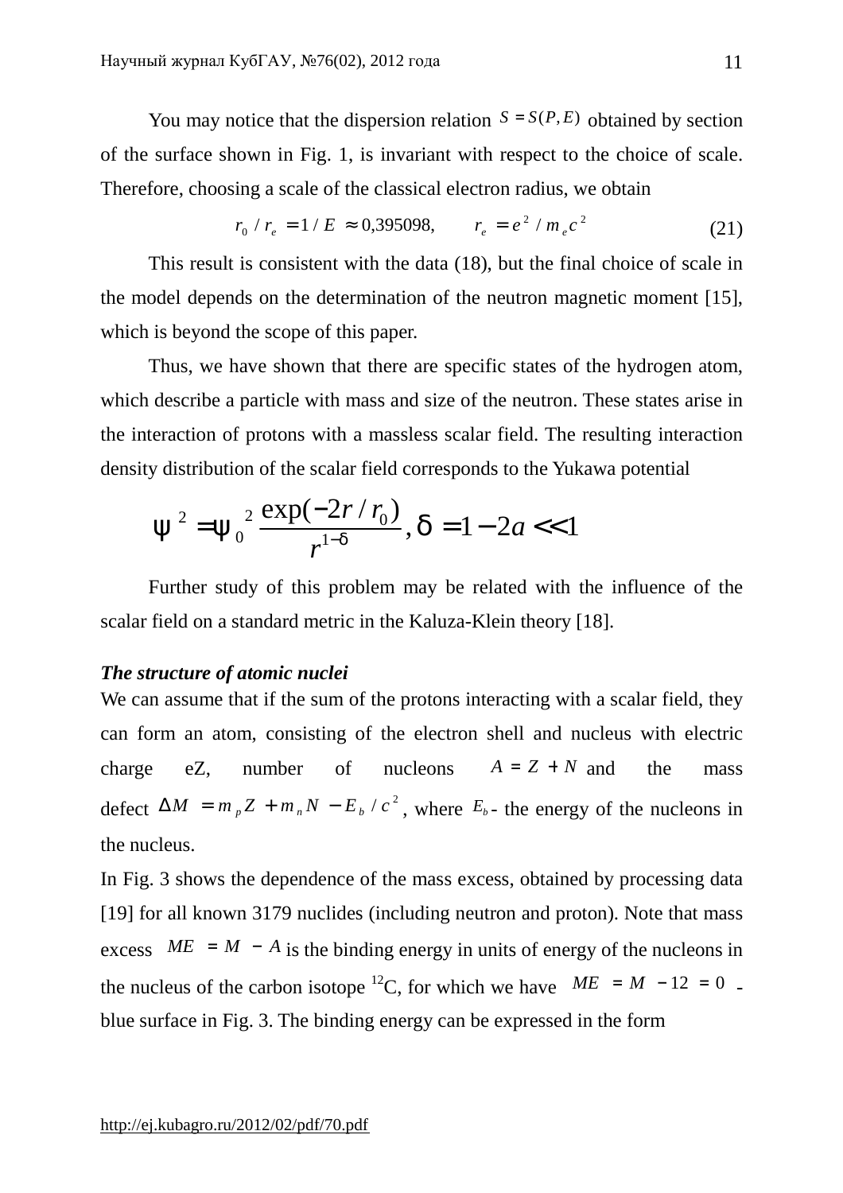You may notice that the dispersion relation $S = S(P, E)$ obtained by section of the surface shown in Fig. 1, is invariant with respect to the choice of scale. Therefore, choosing a scale of the classical electron radius, we obtain

$$r_0 / r_e = 1/E \approx 0{,}395098, \qquad r_e = e^2 / m_e c^2 \tag{21}$$

This result is consistent with the data (18), but the final choice of scale in the model depends on the determination of the neutron magnetic moment [15], which is beyond the scope of this paper.

Thus, we have shown that there are specific states of the hydrogen atom, which describe a particle with mass and size of the neutron. These states arise in the interaction of protons with a massless scalar field. The resulting interaction density distribution of the scalar field corresponds to the Yukawa potential

$$\psi^2 = \psi_0^2 \frac{\exp(-2r/r_0)}{r^{1-\delta}}, \delta = 1 - 2a << 1$$

Further study of this problem may be related with the influence of the scalar field on a standard metric in the Kaluza-Klein theory [18].

***The structure of atomic nuclei***

We can assume that if the sum of the protons interacting with a scalar field, they can form an atom, consisting of the electron shell and nucleus with electric charge eZ, number of nucleons $A = Z + N$ and the mass defect $\Delta M = m_p Z + m_n N - E_b / c^2$, where $E_b$ - the energy of the nucleons in the nucleus.

In Fig. 3 shows the dependence of the mass excess, obtained by processing data [19] for all known 3179 nuclides (including neutron and proton). Note that mass excess $ME = M - A$ is the binding energy in units of energy of the nucleons in the nucleus of the carbon isotope $^{12}$C, for which we have $ME = M - 12 = 0$ - blue surface in Fig. 3. The binding energy can be expressed in the form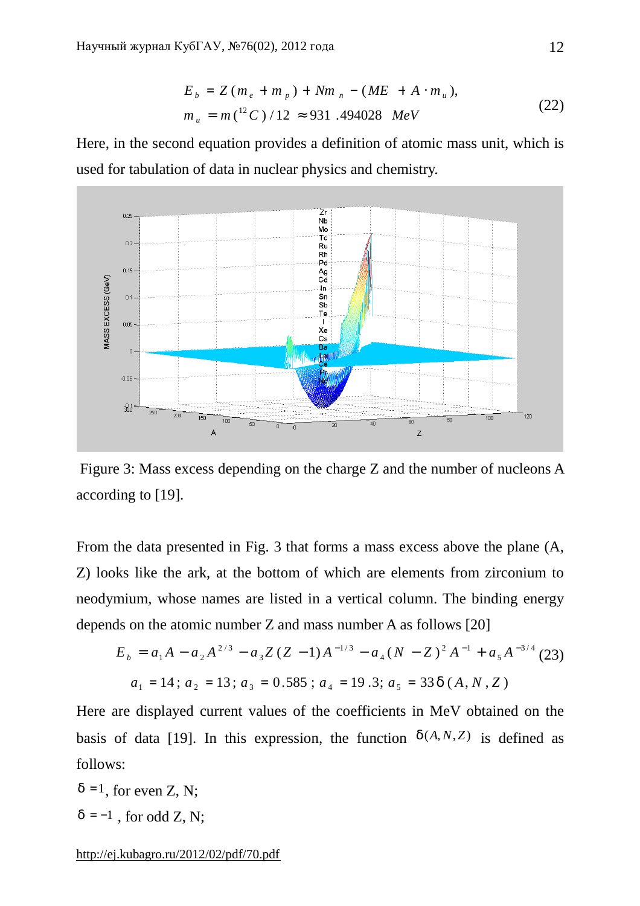$$E_b = Z(m_e + m_p) + Nm_n - (ME + A \cdot m_u),$$
$$m_u = m(^{12}C)/12 \approx 931.494028 \ MeV \tag{22}$$

Here, in the second equation provides a definition of atomic mass unit, which is used for tabulation of data in nuclear physics and chemistry.

Figure 3: Mass excess depending on the charge Z and the number of nucleons A according to [19].

From the data presented in Fig. 3 that forms a mass excess above the plane (A, Z) looks like the ark, at the bottom of which are elements from zirconium to neodymium, whose names are listed in a vertical column. The binding energy depends on the atomic number Z and mass number A as follows [20]

$$E_b = a_1 A - a_2 A^{2/3} - a_3 Z(Z-1)A^{-1/3} - a_4 (N-Z)^2 A^{-1} + a_5 A^{-3/4} \tag{23}$$
$$a_1 = 14;\ a_2 = 13;\ a_3 = 0.585;\ a_4 = 19.3;\ a_5 = 33\delta(A, N, Z)$$

Here are displayed current values of the coefficients in MeV obtained on the basis of data [19]. In this expression, the function $\delta(A, N, Z)$ is defined as follows:

$\delta = 1$, for even Z, N;

$\delta = -1$ , for odd Z, N;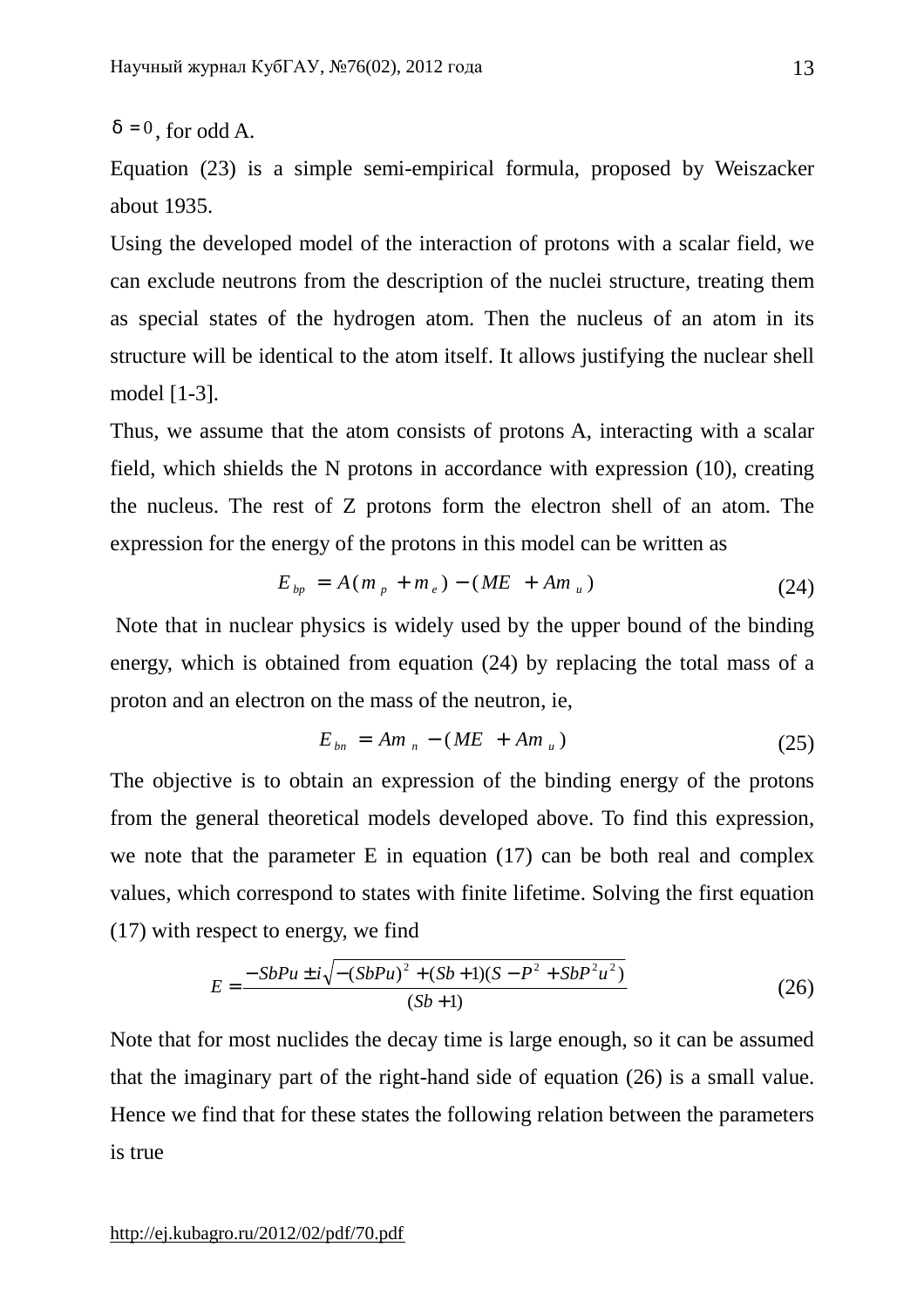$\delta = 0$, for odd A.

Equation (23) is a simple semi-empirical formula, proposed by Weiszacker about 1935.

Using the developed model of the interaction of protons with a scalar field, we can exclude neutrons from the description of the nuclei structure, treating them as special states of the hydrogen atom. Then the nucleus of an atom in its structure will be identical to the atom itself. It allows justifying the nuclear shell model [1-3].

Thus, we assume that the atom consists of protons A, interacting with a scalar field, which shields the N protons in accordance with expression (10), creating the nucleus. The rest of Z protons form the electron shell of an atom. The expression for the energy of the protons in this model can be written as

$$E_{bp} = A(m_p + m_e) - (ME + Am_u) \tag{24}$$

Note that in nuclear physics is widely used by the upper bound of the binding energy, which is obtained from equation (24) by replacing the total mass of a proton and an electron on the mass of the neutron, ie,

$$E_{bn} = Am_n - (ME + Am_u) \tag{25}$$

The objective is to obtain an expression of the binding energy of the protons from the general theoretical models developed above. To find this expression, we note that the parameter E in equation (17) can be both real and complex values, which correspond to states with finite lifetime. Solving the first equation (17) with respect to energy, we find

$$E = \frac{-SbPu \pm i\sqrt{-(SbPu)^2 + (Sb+1)(S - P^2 + SbP^2u^2)}}{(Sb+1)} \tag{26}$$

Note that for most nuclides the decay time is large enough, so it can be assumed that the imaginary part of the right-hand side of equation (26) is a small value. Hence we find that for these states the following relation between the parameters is true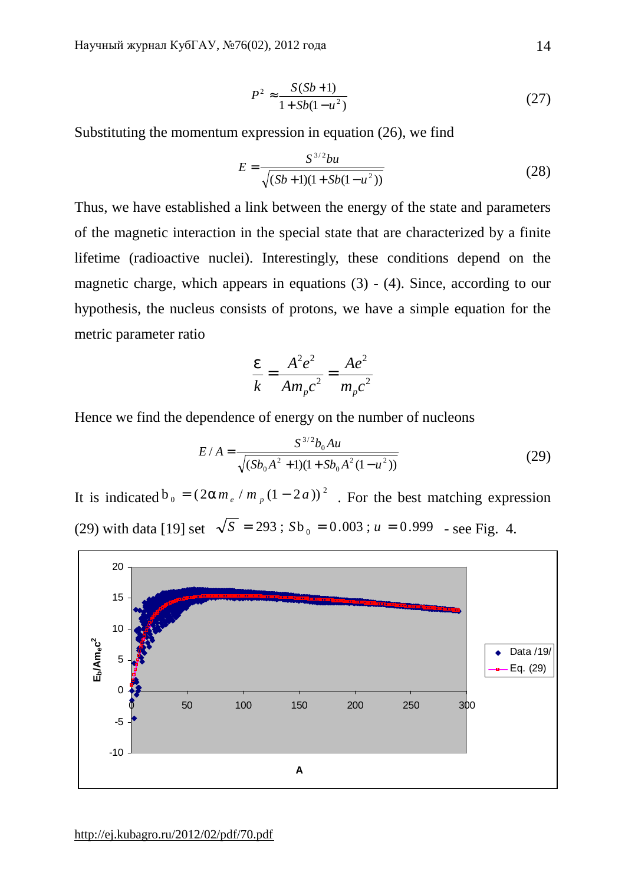$$P^2 \approx \frac{S(Sb+1)}{1+Sb(1-u^2)} \tag{27}$$

Substituting the momentum expression in equation (26), we find

$$E = \frac{S^{3/2}bu}{\sqrt{(Sb+1)(1+Sb(1-u^2))}} \tag{28}$$

Thus, we have established a link between the energy of the state and parameters of the magnetic interaction in the special state that are characterized by a finite lifetime (radioactive nuclei). Interestingly, these conditions depend on the magnetic charge, which appears in equations (3) - (4). Since, according to our hypothesis, the nucleus consists of protons, we have a simple equation for the metric parameter ratio

$$\frac{\varepsilon}{k} = \frac{A^2e^2}{Am_pc^2} = \frac{Ae^2}{m_pc^2}$$

Hence we find the dependence of energy on the number of nucleons

$$E/A = \frac{S^{3/2}b_0Au}{\sqrt{(Sb_0A^2+1)(1+Sb_0A^2(1-u^2))}} \tag{29}$$

It is indicated $b_0 = (2\alpha m_e / m_p(1-2a))^2$. For the best matching expression (29) with data [19] set $\sqrt{S} = 293$; $Sb_0 = 0.003$; $u = 0.999$ - see Fig. 4.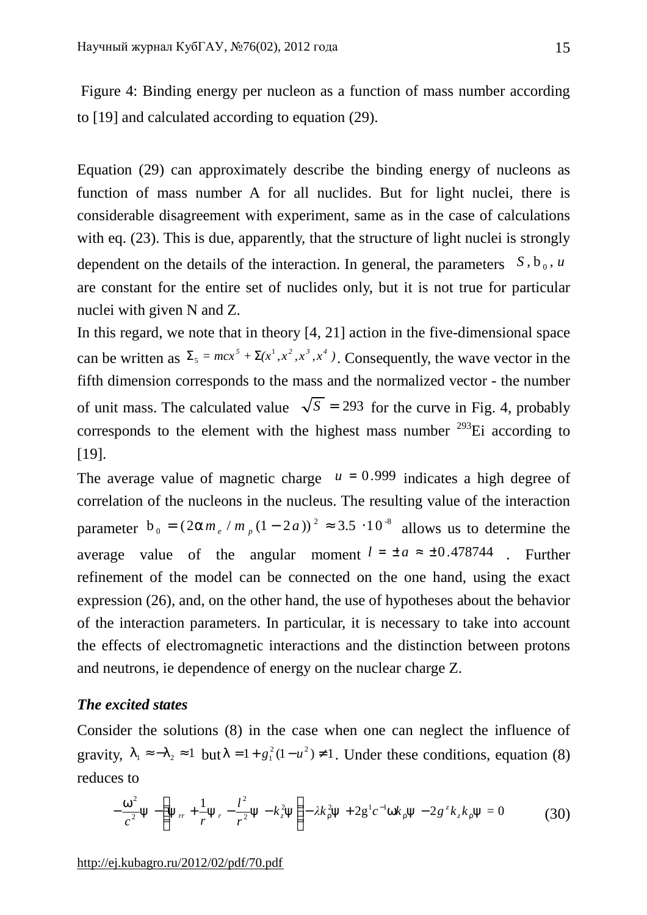Figure 4: Binding energy per nucleon as a function of mass number according to [19] and calculated according to equation (29).

Equation (29) can approximately describe the binding energy of nucleons as function of mass number A for all nuclides. But for light nuclei, there is considerable disagreement with experiment, same as in the case of calculations with eq. (23). This is due, apparently, that the structure of light nuclei is strongly dependent on the details of the interaction. In general, the parameters $S, b_0, u$ are constant for the entire set of nuclides only, but it is not true for particular nuclei with given N and Z.

In this regard, we note that in theory [4, 21] action in the five-dimensional space can be written as $\Sigma_5 = mcx^5 + \Sigma(x^1, x^2, x^3, x^4)$. Consequently, the wave vector in the fifth dimension corresponds to the mass and the normalized vector - the number of unit mass. The calculated value $\sqrt{S} = 293$ for the curve in Fig. 4, probably corresponds to the element with the highest mass number $^{293}$Ei according to [19].

The average value of magnetic charge $u = 0.999$ indicates a high degree of correlation of the nucleons in the nucleus. The resulting value of the interaction parameter $b_0 = (2\alpha m_e / m_p (1 - 2a))^2 \approx 3.5 \cdot 10^{-8}$ allows us to determine the average value of the angular moment $l = \pm a \approx \pm 0.478744$. Further refinement of the model can be connected on the one hand, using the exact expression (26), and, on the other hand, the use of hypotheses about the behavior of the interaction parameters. In particular, it is necessary to take into account the effects of electromagnetic interactions and the distinction between protons and neutrons, ie dependence of energy on the nuclear charge Z.

***The excited states***

Consider the solutions (8) in the case when one can neglect the influence of gravity, $\lambda_1 \approx -\lambda_2 \approx 1$ but $\lambda = 1 + g_1^2(1 - u^2) \neq 1$. Under these conditions, equation (8) reduces to

$$-\frac{\omega^2}{c^2}\psi - \left(\psi_{rr} + \frac{1}{r}\psi_r - \frac{l^2}{r^2}\psi - k_z^2\psi\right) - \lambda k_\rho^2\psi + 2g^1 c^{-1}\omega k_\rho\psi - 2g^z k_z k_\rho\psi = 0 \qquad (30)$$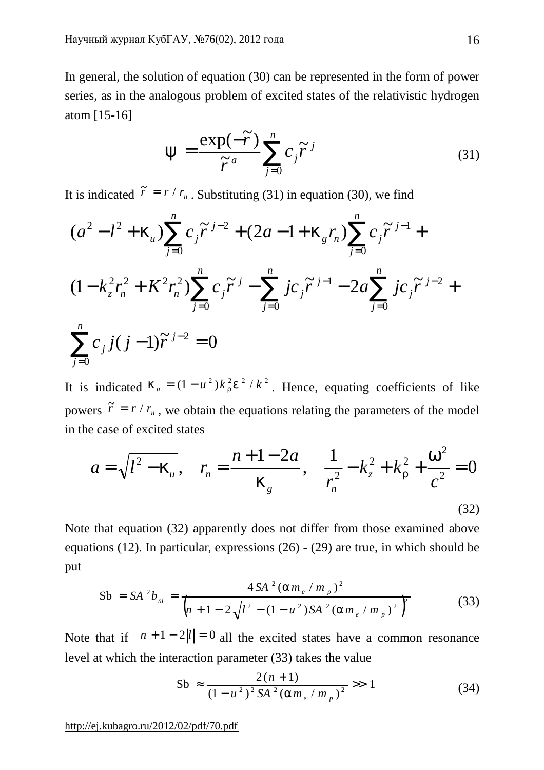In general, the solution of equation (30) can be represented in the form of power series, as in the analogous problem of excited states of the relativistic hydrogen atom [15-16]

$$\psi = \frac{\exp(-\tilde{r})}{\tilde{r}^{a}} \sum_{j=0}^{n} c_j \tilde{r}^{j} \tag{31}$$

It is indicated $\tilde{r} = r / r_n$ . Substituting (31) in equation (30), we find

$$(a^2 - l^2 + \kappa_u)\sum_{j=0}^{n} c_j \tilde{r}^{j-2} + (2a - 1 + \kappa_g r_n)\sum_{j=0}^{n} c_j \tilde{r}^{j-1} +$$

$$(1 - k_z^2 r_n^2 + K^2 r_n^2)\sum_{j=0}^{n} c_j \tilde{r}^{j} - \sum_{j=0}^{n} j c_j \tilde{r}^{j-1} - 2a\sum_{j=0}^{n} j c_j \tilde{r}^{j-2} +$$

$$\sum_{j=0}^{n} c_j j(j-1)\tilde{r}^{j-2} = 0$$

It is indicated $\kappa_u = (1 - u^2) k_\rho^2 \varepsilon^2 / k^2$ . Hence, equating coefficients of like powers $\tilde{r} = r / r_n$ , we obtain the equations relating the parameters of the model in the case of excited states

$$a = \sqrt{l^2 - \kappa_u}\,, \quad r_n = \frac{n + 1 - 2a}{\kappa_g}\,, \quad \frac{1}{r_n^2} - k_z^2 + k_\rho^2 + \frac{\omega^2}{c^2} = 0 \tag{32}$$

Note that equation (32) apparently does not differ from those examined above equations (12). In particular, expressions (26) - (29) are true, in which should be put

$$\mathrm{Sb} = SA^2 b_{nl} = \frac{4 SA^2 (\alpha m_e / m_p)^2}{\left(n + 1 - 2\sqrt{l^2 - (1 - u^2) SA^2 (\alpha m_e / m_p)^2}\right)^2} \tag{33}$$

Note that if $n + 1 - 2|l| = 0$ all the excited states have a common resonance level at which the interaction parameter (33) takes the value

$$\mathrm{Sb} \approx \frac{2(n+1)}{(1 - u^2)^2 SA^2 (\alpha m_e / m_p)^2} >> 1 \tag{34}$$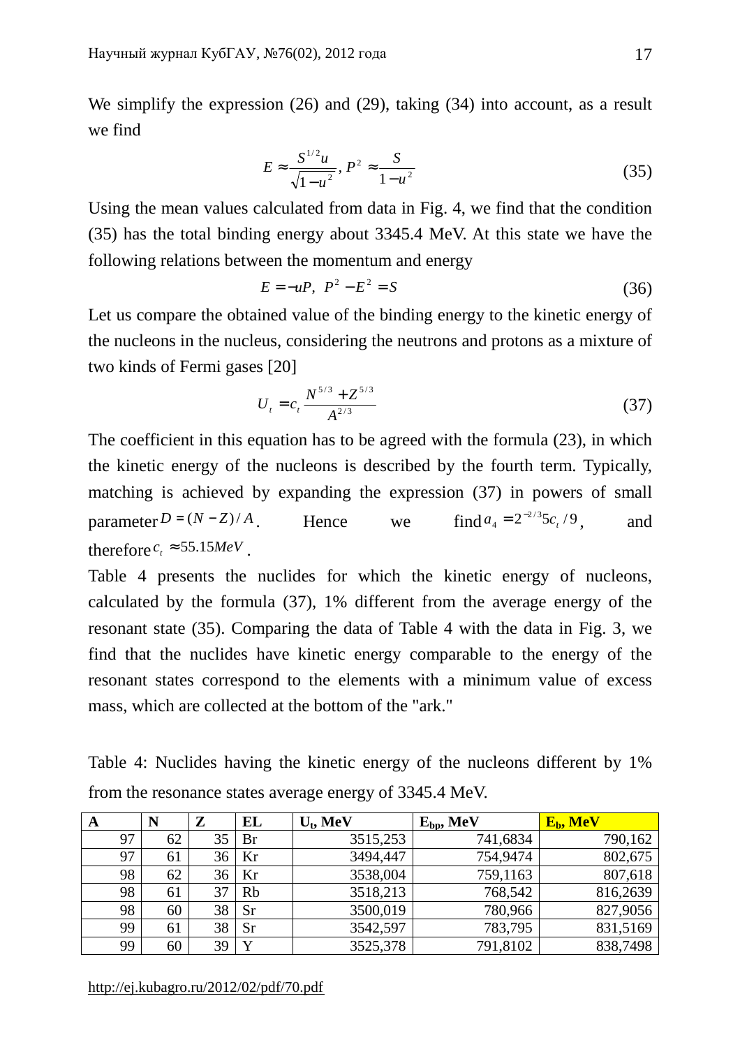We simplify the expression (26) and (29), taking (34) into account, as a result we find

$$E \approx \frac{S^{1/2}u}{\sqrt{1-u^2}},\; P^2 \approx \frac{S}{1-u^2} \tag{35}$$

Using the mean values calculated from data in Fig. 4, we find that the condition (35) has the total binding energy about 3345.4 MeV. At this state we have the following relations between the momentum and energy

$$E = -uP,\;\; P^2 - E^2 = S \tag{36}$$

Let us compare the obtained value of the binding energy to the kinetic energy of the nucleons in the nucleus, considering the neutrons and protons as a mixture of two kinds of Fermi gases [20]

$$U_t = c_t \frac{N^{5/3} + Z^{5/3}}{A^{2/3}} \tag{37}$$

The coefficient in this equation has to be agreed with the formula (23), in which the kinetic energy of the nucleons is described by the fourth term. Typically, matching is achieved by expanding the expression (37) in powers of small parameter $D = (N - Z)/A$. Hence we find $a_4 = 2^{-2/3}5c_t/9$, and therefore $c_t \approx 55.15 MeV$.

Table 4 presents the nuclides for which the kinetic energy of nucleons, calculated by the formula (37), 1% different from the average energy of the resonant state (35). Comparing the data of Table 4 with the data in Fig. 3, we find that the nuclides have kinetic energy comparable to the energy of the resonant states correspond to the elements with a minimum value of excess mass, which are collected at the bottom of the "ark."

Table 4: Nuclides having the kinetic energy of the nucleons different by 1% from the resonance states average energy of 3345.4 MeV.

| A | N | Z | EL | $U_t$, MeV | $E_{bp}$, MeV | $E_b$, MeV |
|---|---|---|---|---|---|---|
| 97 | 62 | 35 | Br | 3515,253 | 741,6834 | 790,162 |
| 97 | 61 | 36 | Kr | 3494,447 | 754,9474 | 802,675 |
| 98 | 62 | 36 | Kr | 3538,004 | 759,1163 | 807,618 |
| 98 | 61 | 37 | Rb | 3518,213 | 768,542 | 816,2639 |
| 98 | 60 | 38 | Sr | 3500,019 | 780,966 | 827,9056 |
| 99 | 61 | 38 | Sr | 3542,597 | 783,795 | 831,5169 |
| 99 | 60 | 39 | Y | 3525,378 | 791,8102 | 838,7498 |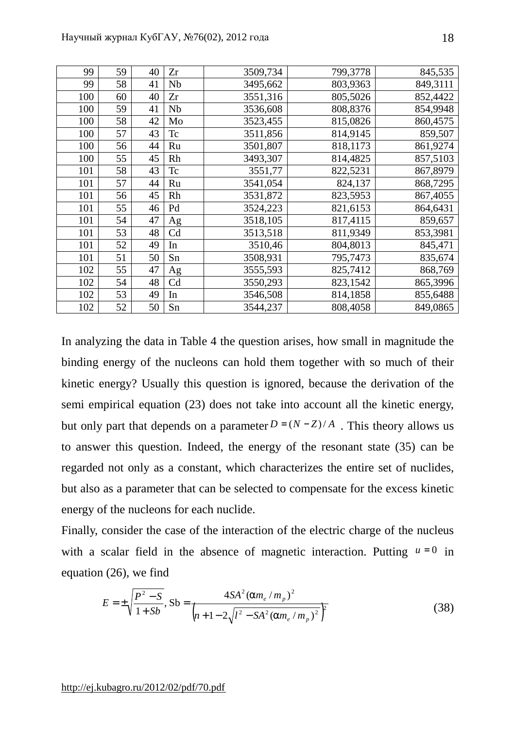| 99 | 59 | 40 | Zr | 3509,734 | 799,3778 | 845,535 |
|---|---|---|---|---|---|---|
| 99 | 58 | 41 | Nb | 3495,662 | 803,9363 | 849,3111 |
| 100 | 60 | 40 | Zr | 3551,316 | 805,5026 | 852,4422 |
| 100 | 59 | 41 | Nb | 3536,608 | 808,8376 | 854,9948 |
| 100 | 58 | 42 | Mo | 3523,455 | 815,0826 | 860,4575 |
| 100 | 57 | 43 | Tc | 3511,856 | 814,9145 | 859,507 |
| 100 | 56 | 44 | Ru | 3501,807 | 818,1173 | 861,9274 |
| 100 | 55 | 45 | Rh | 3493,307 | 814,4825 | 857,5103 |
| 101 | 58 | 43 | Tc | 3551,77 | 822,5231 | 867,8979 |
| 101 | 57 | 44 | Ru | 3541,054 | 824,137 | 868,7295 |
| 101 | 56 | 45 | Rh | 3531,872 | 823,5953 | 867,4055 |
| 101 | 55 | 46 | Pd | 3524,223 | 821,6153 | 864,6431 |
| 101 | 54 | 47 | Ag | 3518,105 | 817,4115 | 859,657 |
| 101 | 53 | 48 | Cd | 3513,518 | 811,9349 | 853,3981 |
| 101 | 52 | 49 | In | 3510,46 | 804,8013 | 845,471 |
| 101 | 51 | 50 | Sn | 3508,931 | 795,7473 | 835,674 |
| 102 | 55 | 47 | Ag | 3555,593 | 825,7412 | 868,769 |
| 102 | 54 | 48 | Cd | 3550,293 | 823,1542 | 865,3996 |
| 102 | 53 | 49 | In | 3546,508 | 814,1858 | 855,6488 |
| 102 | 52 | 50 | Sn | 3544,237 | 808,4058 | 849,0865 |

In analyzing the data in Table 4 the question arises, how small in magnitude the binding energy of the nucleons can hold them together with so much of their kinetic energy? Usually this question is ignored, because the derivation of the semi empirical equation (23) does not take into account all the kinetic energy, but only part that depends on a parameter $D = (N - Z)/A$ . This theory allows us to answer this question. Indeed, the energy of the resonant state (35) can be regarded not only as a constant, which characterizes the entire set of nuclides, but also as a parameter that can be selected to compensate for the excess kinetic energy of the nucleons for each nuclide.

Finally, consider the case of the interaction of the electric charge of the nucleus with a scalar field in the absence of magnetic interaction. Putting $u = 0$ in equation (26), we find

$$E = \pm\sqrt{\frac{P^2 - S}{1 + Sb}}, \ \mathrm{Sb} = \frac{4SA^2(\alpha m_e / m_p)^2}{\left(n + 1 - 2\sqrt{l^2 - SA^2(\alpha m_e / m_p)^2}\right)^2} \tag{38}$$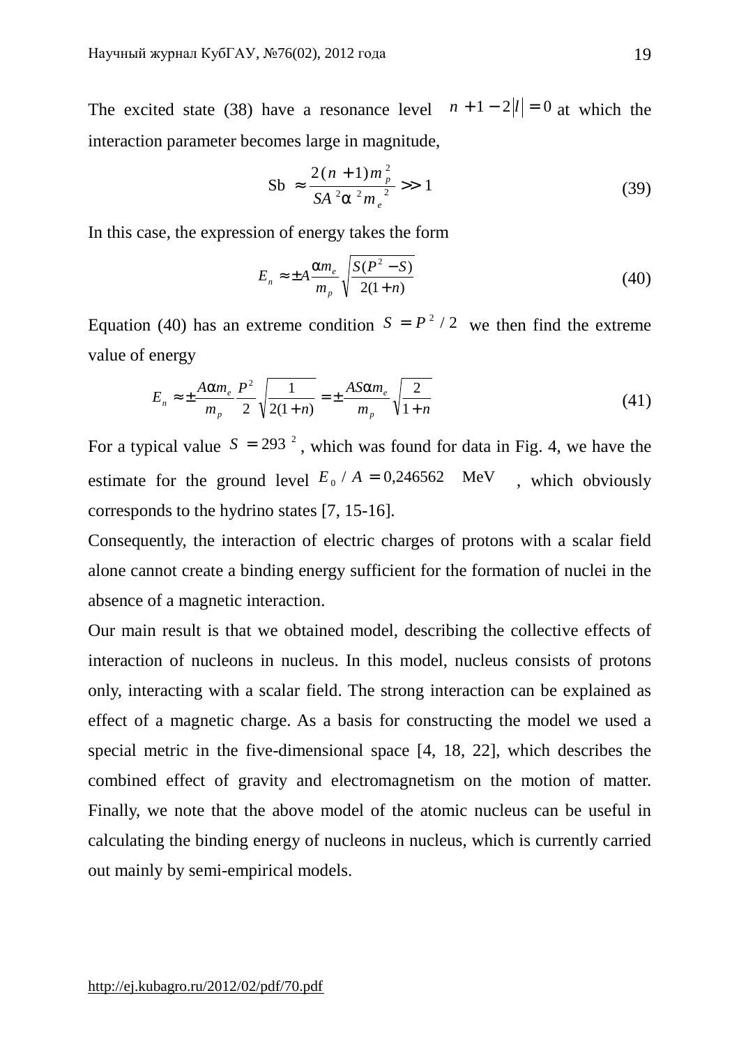The excited state (38) have a resonance level $n+1-2|l|=0$ at which the interaction parameter becomes large in magnitude,

$$\text{Sb} \approx \frac{2(n+1)m_p^2}{SA^2\alpha^2 m_e^2} \gg 1 \tag{39}$$

In this case, the expression of energy takes the form

$$E_n \approx \pm A\frac{\alpha m_e}{m_p}\sqrt{\frac{S(P^2-S)}{2(1+n)}} \tag{40}$$

Equation (40) has an extreme condition $S = P^2/2$ we then find the extreme value of energy

$$E_n \approx \pm\frac{A\alpha m_e}{m_p}\frac{P^2}{2}\sqrt{\frac{1}{2(1+n)}} = \pm\frac{AS\alpha m_e}{m_p}\sqrt{\frac{2}{1+n}} \tag{41}$$

For a typical value $S = 293^2$, which was found for data in Fig. 4, we have the estimate for the ground level $E_0/A = 0{,}246562 \quad \text{MeV}$ , which obviously corresponds to the hydrino states [7, 15-16].

Consequently, the interaction of electric charges of protons with a scalar field alone cannot create a binding energy sufficient for the formation of nuclei in the absence of a magnetic interaction.

Our main result is that we obtained model, describing the collective effects of interaction of nucleons in nucleus. In this model, nucleus consists of protons only, interacting with a scalar field. The strong interaction can be explained as effect of a magnetic charge. As a basis for constructing the model we used a special metric in the five-dimensional space [4, 18, 22], which describes the combined effect of gravity and electromagnetism on the motion of matter. Finally, we note that the above model of the atomic nucleus can be useful in calculating the binding energy of nucleons in nucleus, which is currently carried out mainly by semi-empirical models.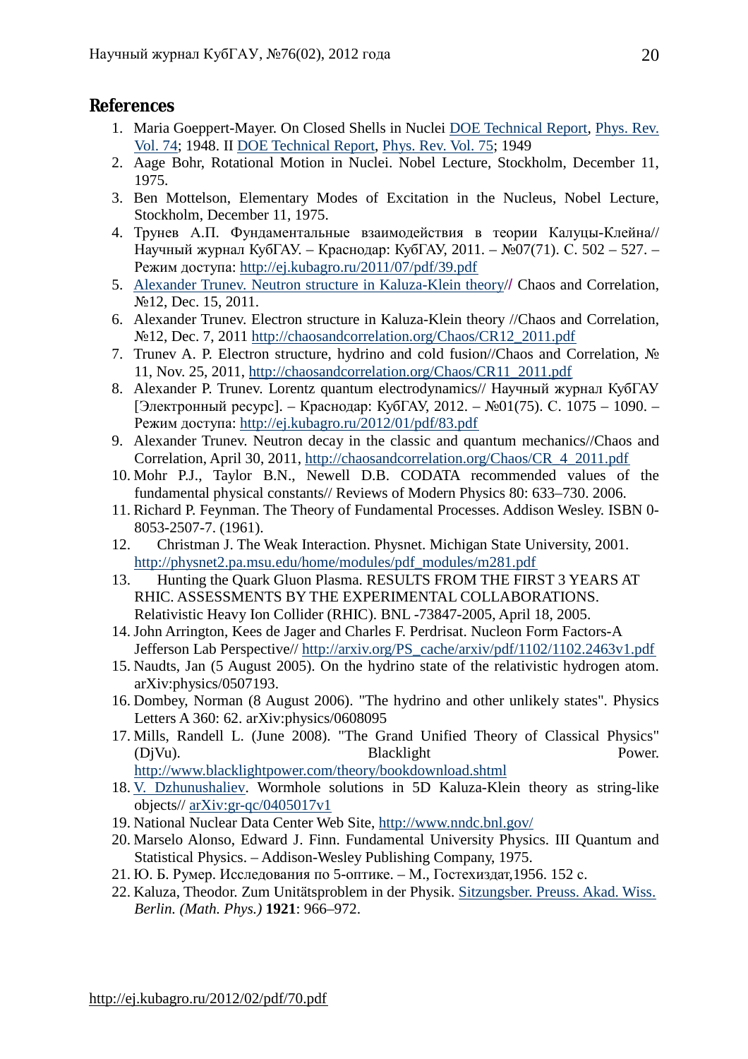## References

1. Maria Goeppert-Mayer. On Closed Shells in Nuclei DOE Technical Report, Phys. Rev. Vol. 74; 1948. II DOE Technical Report, Phys. Rev. Vol. 75; 1949
2. Aage Bohr, Rotational Motion in Nuclei. Nobel Lecture, Stockholm, December 11, 1975.
3. Ben Mottelson, Elementary Modes of Excitation in the Nucleus, Nobel Lecture, Stockholm, December 11, 1975.
4. Трунев А.П. Фундаментальные взаимодействия в теории Калуцы-Клейна// Научный журнал КубГАУ. – Краснодар: КубГАУ, 2011. – №07(71). С. 502 – 527. – Режим доступа: http://ej.kubagro.ru/2011/07/pdf/39.pdf
5. Alexander Trunev. Neutron structure in Kaluza-Klein theory// Chaos and Correlation, №12, Dec. 15, 2011.
6. Alexander Trunev. Electron structure in Kaluza-Klein theory //Chaos and Correlation, №12, Dec. 7, 2011 http://chaosandcorrelation.org/Chaos/CR12_2011.pdf
7. Trunev A. P. Electron structure, hydrino and cold fusion//Chaos and Correlation, № 11, Nov. 25, 2011, http://chaosandcorrelation.org/Chaos/CR11_2011.pdf
8. Alexander P. Trunev. Lorentz quantum electrodynamics// Научный журнал КубГАУ [Электронный ресурс]. – Краснодар: КубГАУ, 2012. – №01(75). С. 1075 – 1090. – Режим доступа: http://ej.kubagro.ru/2012/01/pdf/83.pdf
9. Alexander Trunev. Neutron decay in the classic and quantum mechanics//Chaos and Correlation, April 30, 2011, http://chaosandcorrelation.org/Chaos/CR_4_2011.pdf
10. Mohr P.J., Taylor B.N., Newell D.B. CODATA recommended values of the fundamental physical constants// Reviews of Modern Physics 80: 633–730. 2006.
11. Richard P. Feynman. The Theory of Fundamental Processes. Addison Wesley. ISBN 0-8053-2507-7. (1961).
12. Christman J. The Weak Interaction. Physnet. Michigan State University, 2001. http://physnet2.pa.msu.edu/home/modules/pdf_modules/m281.pdf
13. Hunting the Quark Gluon Plasma. RESULTS FROM THE FIRST 3 YEARS AT RHIC. ASSESSMENTS BY THE EXPERIMENTAL COLLABORATIONS. Relativistic Heavy Ion Collider (RHIC). BNL -73847-2005, April 18, 2005.
14. John Arrington, Kees de Jager and Charles F. Perdrisat. Nucleon Form Factors-A Jefferson Lab Perspective// http://arxiv.org/PS_cache/arxiv/pdf/1102/1102.2463v1.pdf
15. Naudts, Jan (5 August 2005). On the hydrino state of the relativistic hydrogen atom. arXiv:physics/0507193.
16. Dombey, Norman (8 August 2006). "The hydrino and other unlikely states". Physics Letters A 360: 62. arXiv:physics/0608095
17. Mills, Randell L. (June 2008). "The Grand Unified Theory of Classical Physics" (DjVu). Blacklight Power. http://www.blacklightpower.com/theory/bookdownload.shtml
18. V. Dzhunushaliev. Wormhole solutions in 5D Kaluza-Klein theory as string-like objects// arXiv:gr-qc/0405017v1
19. National Nuclear Data Center Web Site, http://www.nndc.bnl.gov/
20. Marselo Alonso, Edward J. Finn. Fundamental University Physics. III Quantum and Statistical Physics. – Addison-Wesley Publishing Company, 1975.
21. Ю. Б. Румер. Исследования по 5-оптике. – М., Гостехиздат,1956. 152 с.
22. Kaluza, Theodor. Zum Unitätsproblem in der Physik. Sitzungsber. Preuss. Akad. Wiss. *Berlin. (Math. Phys.)* **1921**: 966–972.